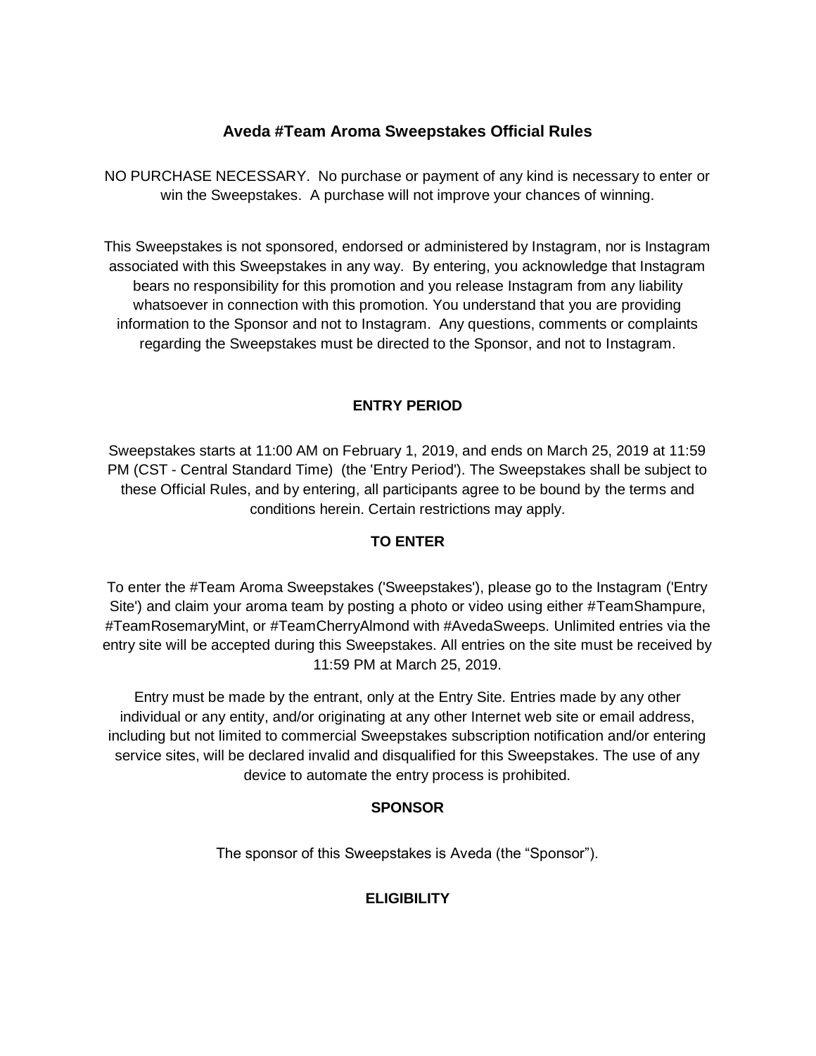# Aveda #Team Aroma Sweepstakes Official Rules

NO PURCHASE NECESSARY. No purchase or payment of any kind is necessary to enter or win the Sweepstakes. A purchase will not improve your chances of winning.

This Sweepstakes is not sponsored, endorsed or administered by Instagram, nor is Instagram associated with this Sweepstakes in any way. By entering, you acknowledge that Instagram bears no responsibility for this promotion and you release Instagram from any liability whatsoever in connection with this promotion. You understand that you are providing information to the Sponsor and not to Instagram. Any questions, comments or complaints regarding the Sweepstakes must be directed to the Sponsor, and not to Instagram.

## ENTRY PERIOD

Sweepstakes starts at 11:00 AM on February 1, 2019, and ends on March 25, 2019 at 11:59 PM (CST - Central Standard Time) (the 'Entry Period'). The Sweepstakes shall be subject to these Official Rules, and by entering, all participants agree to be bound by the terms and conditions herein. Certain restrictions may apply.

## TO ENTER

To enter the #Team Aroma Sweepstakes ('Sweepstakes'), please go to the Instagram ('Entry Site') and claim your aroma team by posting a photo or video using either #TeamShampure, #TeamRosemaryMint, or #TeamCherryAlmond with #AvedaSweeps. Unlimited entries via the entry site will be accepted during this Sweepstakes. All entries on the site must be received by 11:59 PM at March 25, 2019.

Entry must be made by the entrant, only at the Entry Site. Entries made by any other individual or any entity, and/or originating at any other Internet web site or email address, including but not limited to commercial Sweepstakes subscription notification and/or entering service sites, will be declared invalid and disqualified for this Sweepstakes. The use of any device to automate the entry process is prohibited.

## SPONSOR

The sponsor of this Sweepstakes is Aveda (the "Sponsor").

## ELIGIBILITY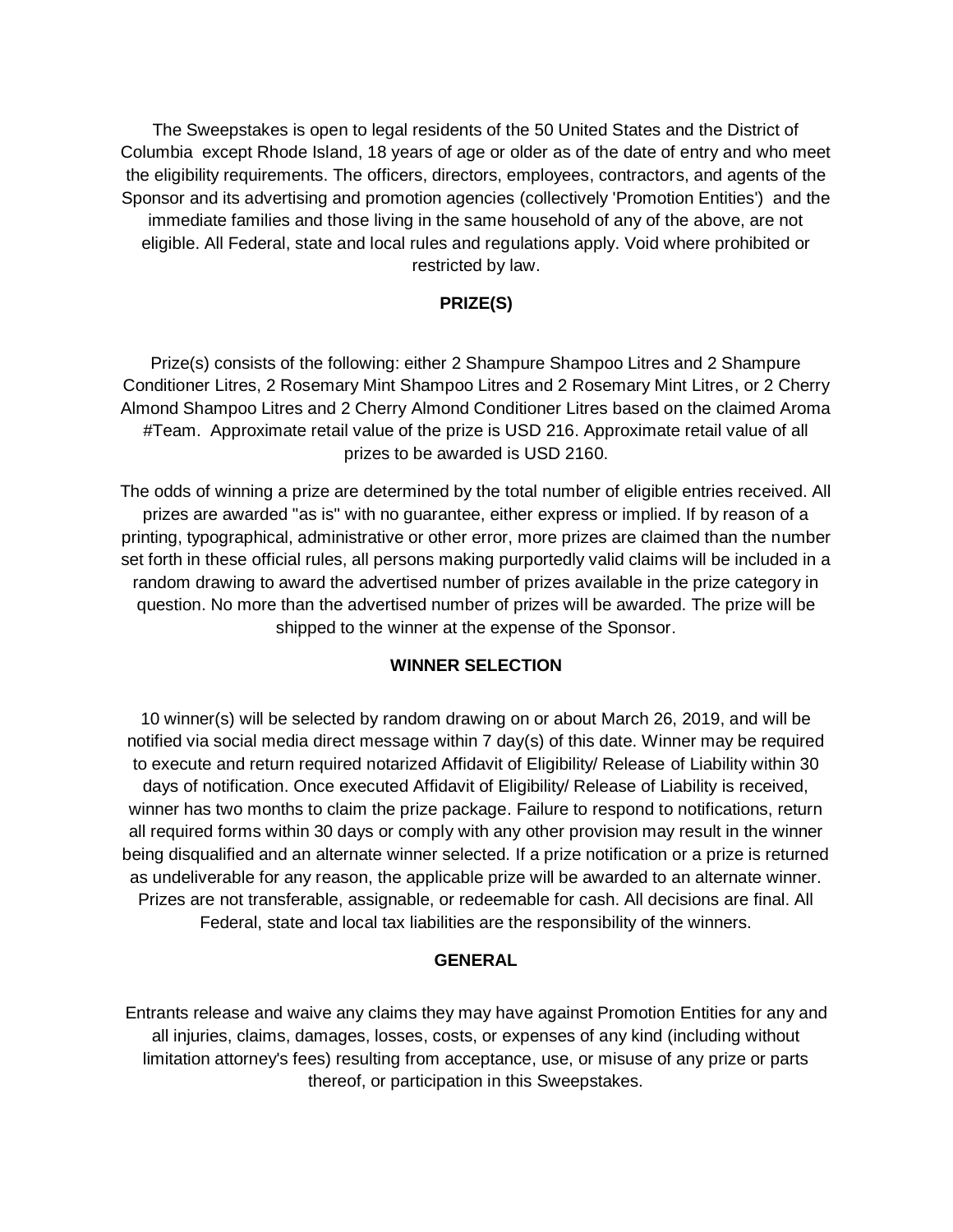The Sweepstakes is open to legal residents of the 50 United States and the District of Columbia except Rhode Island, 18 years of age or older as of the date of entry and who meet the eligibility requirements. The officers, directors, employees, contractors, and agents of the Sponsor and its advertising and promotion agencies (collectively 'Promotion Entities') and the immediate families and those living in the same household of any of the above, are not eligible. All Federal, state and local rules and regulations apply. Void where prohibited or restricted by law.

## PRIZE(S)

Prize(s) consists of the following: either 2 Shampure Shampoo Litres and 2 Shampure Conditioner Litres, 2 Rosemary Mint Shampoo Litres and 2 Rosemary Mint Litres, or 2 Cherry Almond Shampoo Litres and 2 Cherry Almond Conditioner Litres based on the claimed Aroma #Team. Approximate retail value of the prize is USD 216. Approximate retail value of all prizes to be awarded is USD 2160.

The odds of winning a prize are determined by the total number of eligible entries received. All prizes are awarded "as is" with no guarantee, either express or implied. If by reason of a printing, typographical, administrative or other error, more prizes are claimed than the number set forth in these official rules, all persons making purportedly valid claims will be included in a random drawing to award the advertised number of prizes available in the prize category in question. No more than the advertised number of prizes will be awarded. The prize will be shipped to the winner at the expense of the Sponsor.

## WINNER SELECTION

10 winner(s) will be selected by random drawing on or about March 26, 2019, and will be notified via social media direct message within 7 day(s) of this date. Winner may be required to execute and return required notarized Affidavit of Eligibility/ Release of Liability within 30 days of notification. Once executed Affidavit of Eligibility/ Release of Liability is received, winner has two months to claim the prize package. Failure to respond to notifications, return all required forms within 30 days or comply with any other provision may result in the winner being disqualified and an alternate winner selected. If a prize notification or a prize is returned as undeliverable for any reason, the applicable prize will be awarded to an alternate winner. Prizes are not transferable, assignable, or redeemable for cash. All decisions are final. All Federal, state and local tax liabilities are the responsibility of the winners.

## GENERAL

Entrants release and waive any claims they may have against Promotion Entities for any and all injuries, claims, damages, losses, costs, or expenses of any kind (including without limitation attorney's fees) resulting from acceptance, use, or misuse of any prize or parts thereof, or participation in this Sweepstakes.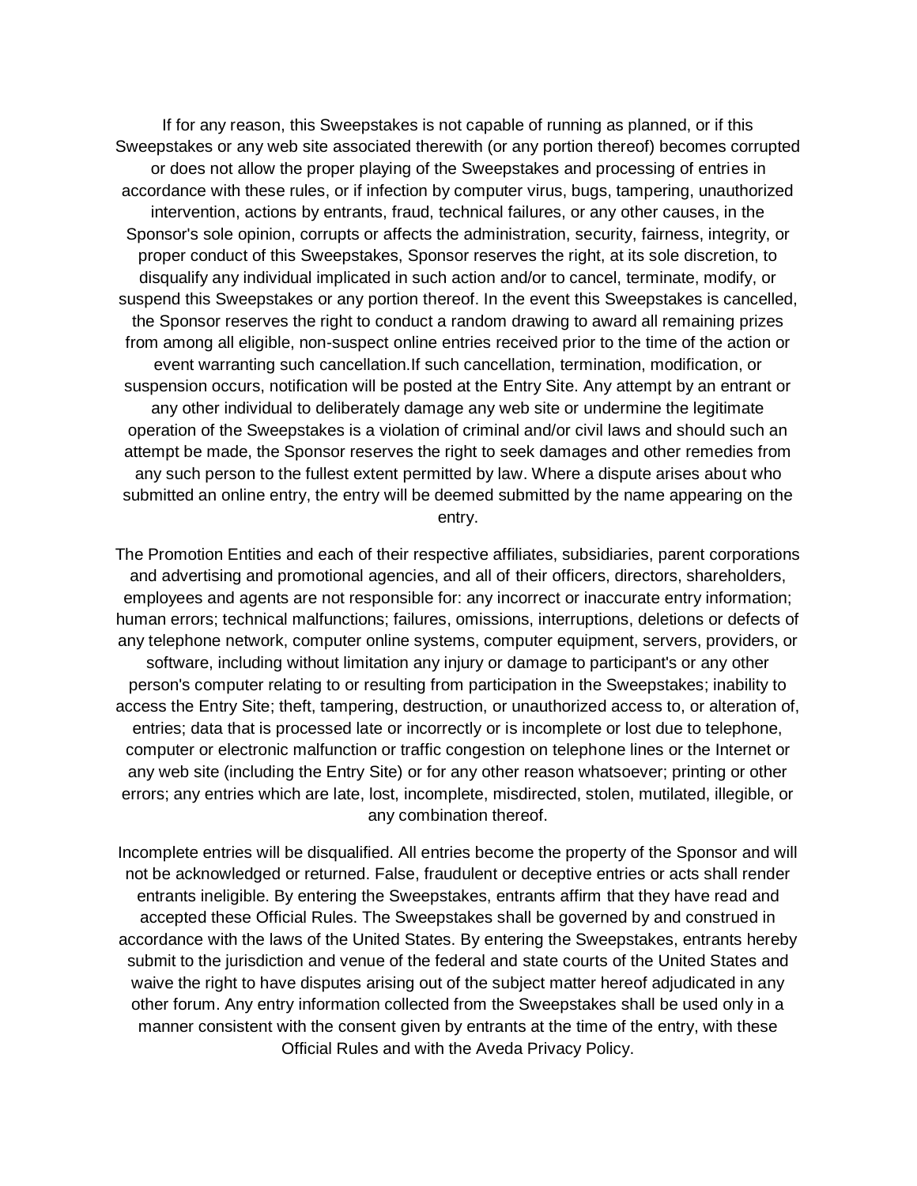If for any reason, this Sweepstakes is not capable of running as planned, or if this Sweepstakes or any web site associated therewith (or any portion thereof) becomes corrupted or does not allow the proper playing of the Sweepstakes and processing of entries in accordance with these rules, or if infection by computer virus, bugs, tampering, unauthorized intervention, actions by entrants, fraud, technical failures, or any other causes, in the Sponsor's sole opinion, corrupts or affects the administration, security, fairness, integrity, or proper conduct of this Sweepstakes, Sponsor reserves the right, at its sole discretion, to disqualify any individual implicated in such action and/or to cancel, terminate, modify, or suspend this Sweepstakes or any portion thereof. In the event this Sweepstakes is cancelled, the Sponsor reserves the right to conduct a random drawing to award all remaining prizes from among all eligible, non-suspect online entries received prior to the time of the action or event warranting such cancellation.If such cancellation, termination, modification, or suspension occurs, notification will be posted at the Entry Site. Any attempt by an entrant or any other individual to deliberately damage any web site or undermine the legitimate operation of the Sweepstakes is a violation of criminal and/or civil laws and should such an attempt be made, the Sponsor reserves the right to seek damages and other remedies from any such person to the fullest extent permitted by law. Where a dispute arises about who submitted an online entry, the entry will be deemed submitted by the name appearing on the entry.

The Promotion Entities and each of their respective affiliates, subsidiaries, parent corporations and advertising and promotional agencies, and all of their officers, directors, shareholders, employees and agents are not responsible for: any incorrect or inaccurate entry information; human errors; technical malfunctions; failures, omissions, interruptions, deletions or defects of any telephone network, computer online systems, computer equipment, servers, providers, or software, including without limitation any injury or damage to participant's or any other person's computer relating to or resulting from participation in the Sweepstakes; inability to access the Entry Site; theft, tampering, destruction, or unauthorized access to, or alteration of, entries; data that is processed late or incorrectly or is incomplete or lost due to telephone, computer or electronic malfunction or traffic congestion on telephone lines or the Internet or any web site (including the Entry Site) or for any other reason whatsoever; printing or other errors; any entries which are late, lost, incomplete, misdirected, stolen, mutilated, illegible, or any combination thereof.

Incomplete entries will be disqualified. All entries become the property of the Sponsor and will not be acknowledged or returned. False, fraudulent or deceptive entries or acts shall render entrants ineligible. By entering the Sweepstakes, entrants affirm that they have read and accepted these Official Rules. The Sweepstakes shall be governed by and construed in accordance with the laws of the United States. By entering the Sweepstakes, entrants hereby submit to the jurisdiction and venue of the federal and state courts of the United States and waive the right to have disputes arising out of the subject matter hereof adjudicated in any other forum. Any entry information collected from the Sweepstakes shall be used only in a manner consistent with the consent given by entrants at the time of the entry, with these Official Rules and with the Aveda Privacy Policy.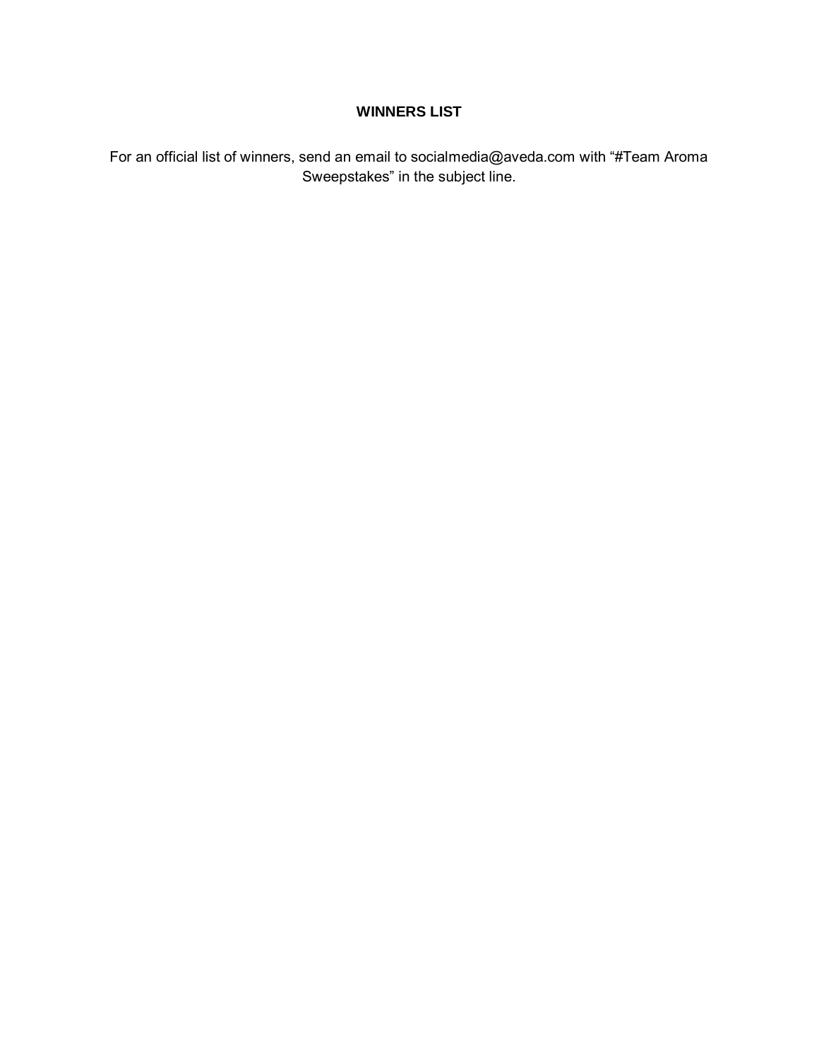## WINNERS LIST

For an official list of winners, send an email to socialmedia@aveda.com with “#Team Aroma Sweepstakes” in the subject line.